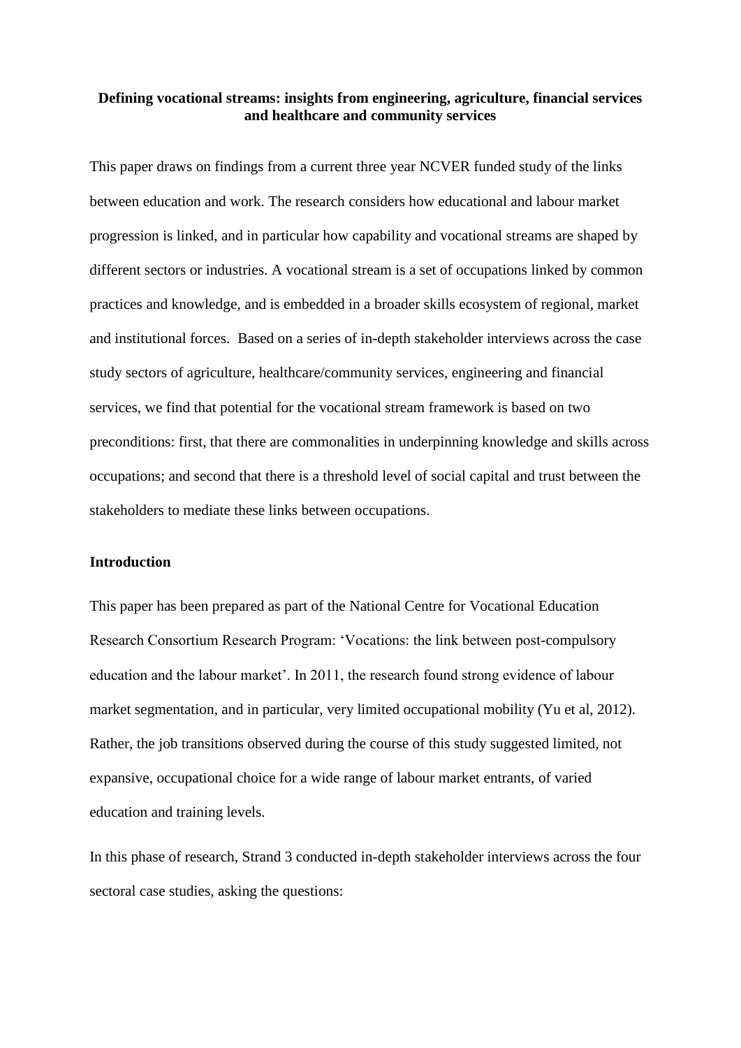# Defining vocational streams: insights from engineering, agriculture, financial services and healthcare and community services

This paper draws on findings from a current three year NCVER funded study of the links between education and work. The research considers how educational and labour market progression is linked, and in particular how capability and vocational streams are shaped by different sectors or industries. A vocational stream is a set of occupations linked by common practices and knowledge, and is embedded in a broader skills ecosystem of regional, market and institutional forces. Based on a series of in-depth stakeholder interviews across the case study sectors of agriculture, healthcare/community services, engineering and financial services, we find that potential for the vocational stream framework is based on two preconditions: first, that there are commonalities in underpinning knowledge and skills across occupations; and second that there is a threshold level of social capital and trust between the stakeholders to mediate these links between occupations.

## Introduction

This paper has been prepared as part of the National Centre for Vocational Education Research Consortium Research Program: 'Vocations: the link between post-compulsory education and the labour market'. In 2011, the research found strong evidence of labour market segmentation, and in particular, very limited occupational mobility (Yu et al, 2012). Rather, the job transitions observed during the course of this study suggested limited, not expansive, occupational choice for a wide range of labour market entrants, of varied education and training levels.

In this phase of research, Strand 3 conducted in-depth stakeholder interviews across the four sectoral case studies, asking the questions: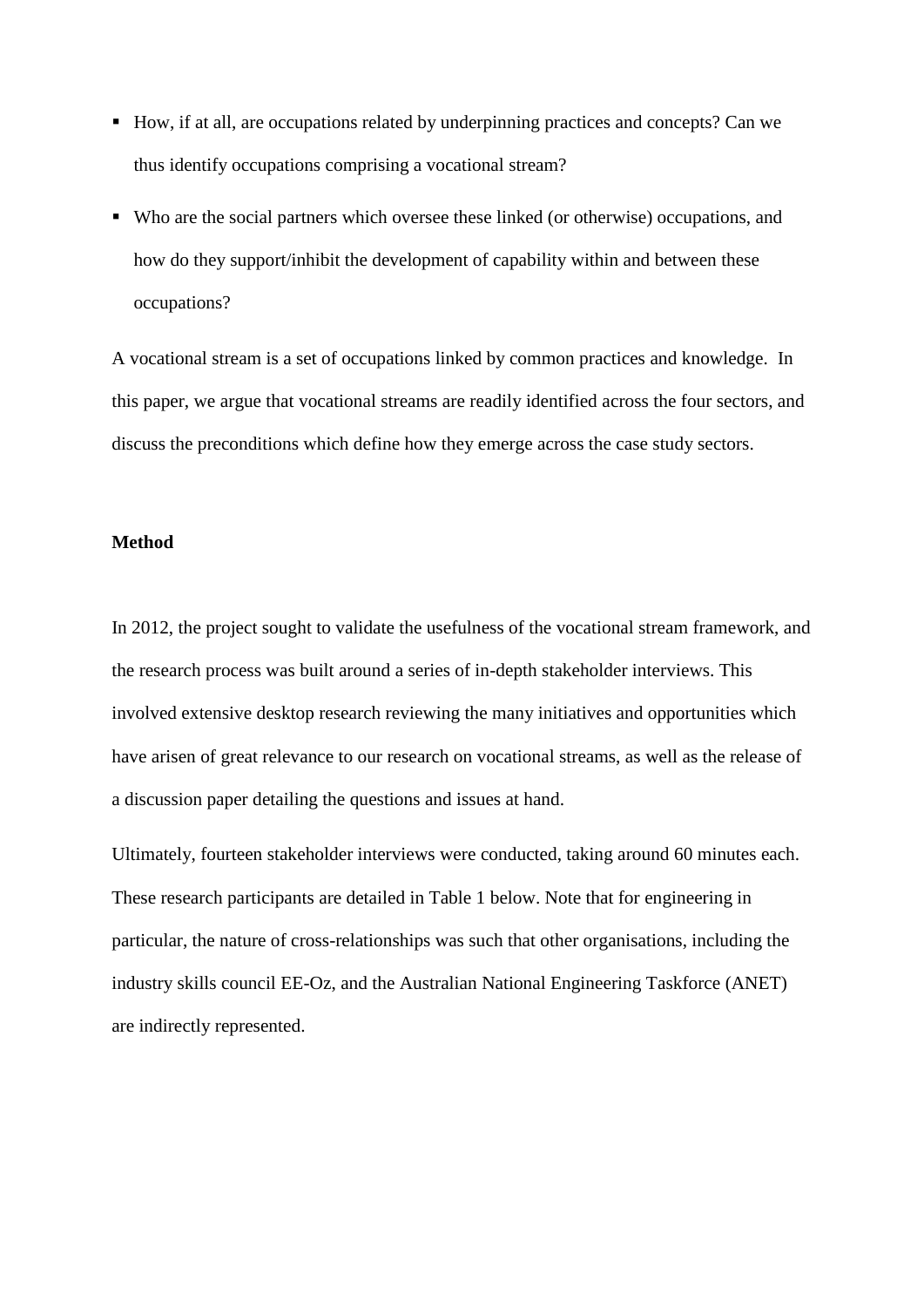- How, if at all, are occupations related by underpinning practices and concepts? Can we thus identify occupations comprising a vocational stream?
- Who are the social partners which oversee these linked (or otherwise) occupations, and how do they support/inhibit the development of capability within and between these occupations?

A vocational stream is a set of occupations linked by common practices and knowledge. In this paper, we argue that vocational streams are readily identified across the four sectors, and discuss the preconditions which define how they emerge across the case study sectors.

**Method**

In 2012, the project sought to validate the usefulness of the vocational stream framework, and the research process was built around a series of in-depth stakeholder interviews. This involved extensive desktop research reviewing the many initiatives and opportunities which have arisen of great relevance to our research on vocational streams, as well as the release of a discussion paper detailing the questions and issues at hand.

Ultimately, fourteen stakeholder interviews were conducted, taking around 60 minutes each. These research participants are detailed in Table 1 below. Note that for engineering in particular, the nature of cross-relationships was such that other organisations, including the industry skills council EE-Oz, and the Australian National Engineering Taskforce (ANET) are indirectly represented.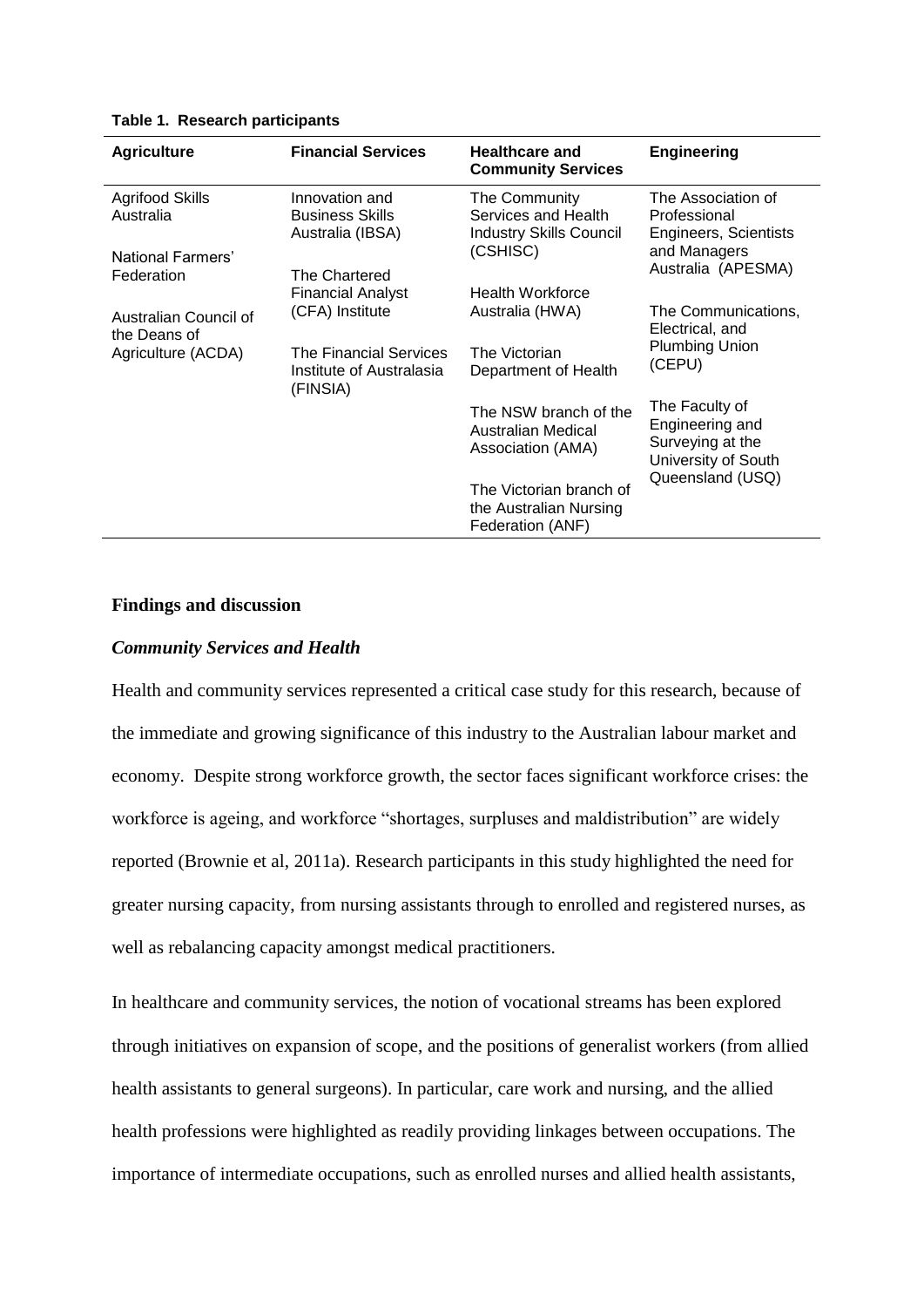**Table 1. Research participants**

| Agriculture | Financial Services | Healthcare and Community Services | Engineering |
|---|---|---|---|
| Agrifood Skills Australia | Innovation and Business Skills Australia (IBSA) | The Community Services and Health Industry Skills Council (CSHISC) | The Association of Professional Engineers, Scientists and Managers Australia (APESMA) |
| National Farmers' Federation | The Chartered Financial Analyst (CFA) Institute | Health Workforce Australia (HWA) | The Communications, Electrical, and Plumbing Union (CEPU) |
| Australian Council of the Deans of Agriculture (ACDA) | The Financial Services Institute of Australasia (FINSIA) | The Victorian Department of Health | The Faculty of Engineering and Surveying at the University of South Queensland (USQ) |
| | | The NSW branch of the Australian Medical Association (AMA) | |
| | | The Victorian branch of the Australian Nursing Federation (ANF) | |

## Findings and discussion

### *Community Services and Health*

Health and community services represented a critical case study for this research, because of the immediate and growing significance of this industry to the Australian labour market and economy. Despite strong workforce growth, the sector faces significant workforce crises: the workforce is ageing, and workforce "shortages, surpluses and maldistribution" are widely reported (Brownie et al, 2011a). Research participants in this study highlighted the need for greater nursing capacity, from nursing assistants through to enrolled and registered nurses, as well as rebalancing capacity amongst medical practitioners.

In healthcare and community services, the notion of vocational streams has been explored through initiatives on expansion of scope, and the positions of generalist workers (from allied health assistants to general surgeons). In particular, care work and nursing, and the allied health professions were highlighted as readily providing linkages between occupations. The importance of intermediate occupations, such as enrolled nurses and allied health assistants,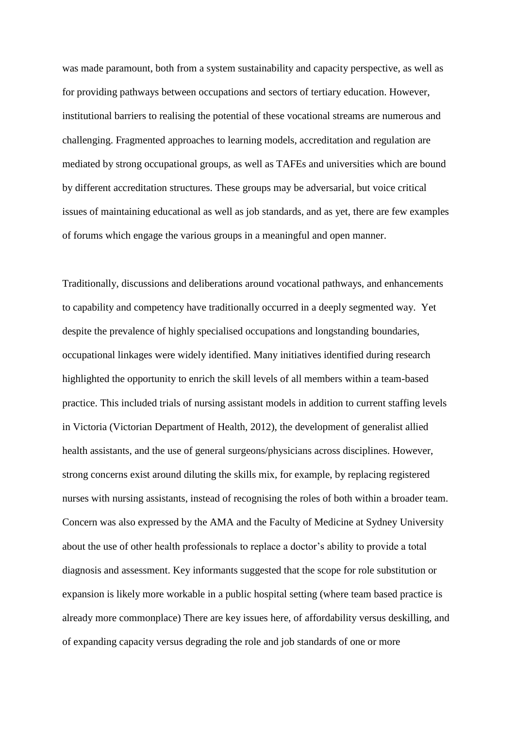was made paramount, both from a system sustainability and capacity perspective, as well as for providing pathways between occupations and sectors of tertiary education. However, institutional barriers to realising the potential of these vocational streams are numerous and challenging. Fragmented approaches to learning models, accreditation and regulation are mediated by strong occupational groups, as well as TAFEs and universities which are bound by different accreditation structures. These groups may be adversarial, but voice critical issues of maintaining educational as well as job standards, and as yet, there are few examples of forums which engage the various groups in a meaningful and open manner.

Traditionally, discussions and deliberations around vocational pathways, and enhancements to capability and competency have traditionally occurred in a deeply segmented way. Yet despite the prevalence of highly specialised occupations and longstanding boundaries, occupational linkages were widely identified. Many initiatives identified during research highlighted the opportunity to enrich the skill levels of all members within a team-based practice. This included trials of nursing assistant models in addition to current staffing levels in Victoria (Victorian Department of Health, 2012), the development of generalist allied health assistants, and the use of general surgeons/physicians across disciplines. However, strong concerns exist around diluting the skills mix, for example, by replacing registered nurses with nursing assistants, instead of recognising the roles of both within a broader team. Concern was also expressed by the AMA and the Faculty of Medicine at Sydney University about the use of other health professionals to replace a doctor's ability to provide a total diagnosis and assessment. Key informants suggested that the scope for role substitution or expansion is likely more workable in a public hospital setting (where team based practice is already more commonplace) There are key issues here, of affordability versus deskilling, and of expanding capacity versus degrading the role and job standards of one or more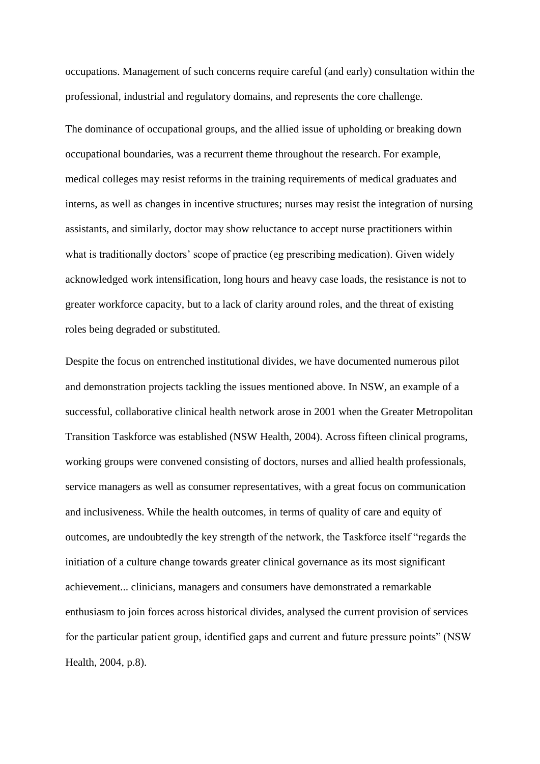occupations. Management of such concerns require careful (and early) consultation within the professional, industrial and regulatory domains, and represents the core challenge.

The dominance of occupational groups, and the allied issue of upholding or breaking down occupational boundaries, was a recurrent theme throughout the research. For example, medical colleges may resist reforms in the training requirements of medical graduates and interns, as well as changes in incentive structures; nurses may resist the integration of nursing assistants, and similarly, doctor may show reluctance to accept nurse practitioners within what is traditionally doctors' scope of practice (eg prescribing medication). Given widely acknowledged work intensification, long hours and heavy case loads, the resistance is not to greater workforce capacity, but to a lack of clarity around roles, and the threat of existing roles being degraded or substituted.

Despite the focus on entrenched institutional divides, we have documented numerous pilot and demonstration projects tackling the issues mentioned above. In NSW, an example of a successful, collaborative clinical health network arose in 2001 when the Greater Metropolitan Transition Taskforce was established (NSW Health, 2004). Across fifteen clinical programs, working groups were convened consisting of doctors, nurses and allied health professionals, service managers as well as consumer representatives, with a great focus on communication and inclusiveness. While the health outcomes, in terms of quality of care and equity of outcomes, are undoubtedly the key strength of the network, the Taskforce itself "regards the initiation of a culture change towards greater clinical governance as its most significant achievement... clinicians, managers and consumers have demonstrated a remarkable enthusiasm to join forces across historical divides, analysed the current provision of services for the particular patient group, identified gaps and current and future pressure points" (NSW Health, 2004, p.8).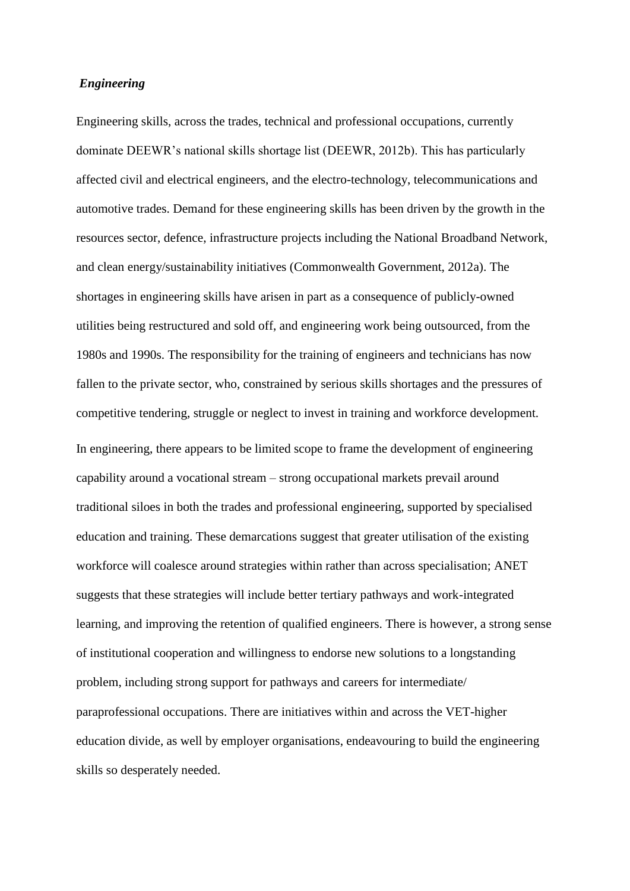***Engineering***

Engineering skills, across the trades, technical and professional occupations, currently dominate DEEWR's national skills shortage list (DEEWR, 2012b). This has particularly affected civil and electrical engineers, and the electro-technology, telecommunications and automotive trades. Demand for these engineering skills has been driven by the growth in the resources sector, defence, infrastructure projects including the National Broadband Network, and clean energy/sustainability initiatives (Commonwealth Government, 2012a). The shortages in engineering skills have arisen in part as a consequence of publicly-owned utilities being restructured and sold off, and engineering work being outsourced, from the 1980s and 1990s. The responsibility for the training of engineers and technicians has now fallen to the private sector, who, constrained by serious skills shortages and the pressures of competitive tendering, struggle or neglect to invest in training and workforce development.

In engineering, there appears to be limited scope to frame the development of engineering capability around a vocational stream – strong occupational markets prevail around traditional siloes in both the trades and professional engineering, supported by specialised education and training. These demarcations suggest that greater utilisation of the existing workforce will coalesce around strategies within rather than across specialisation; ANET suggests that these strategies will include better tertiary pathways and work-integrated learning, and improving the retention of qualified engineers. There is however, a strong sense of institutional cooperation and willingness to endorse new solutions to a longstanding problem, including strong support for pathways and careers for intermediate/ paraprofessional occupations. There are initiatives within and across the VET-higher education divide, as well by employer organisations, endeavouring to build the engineering skills so desperately needed.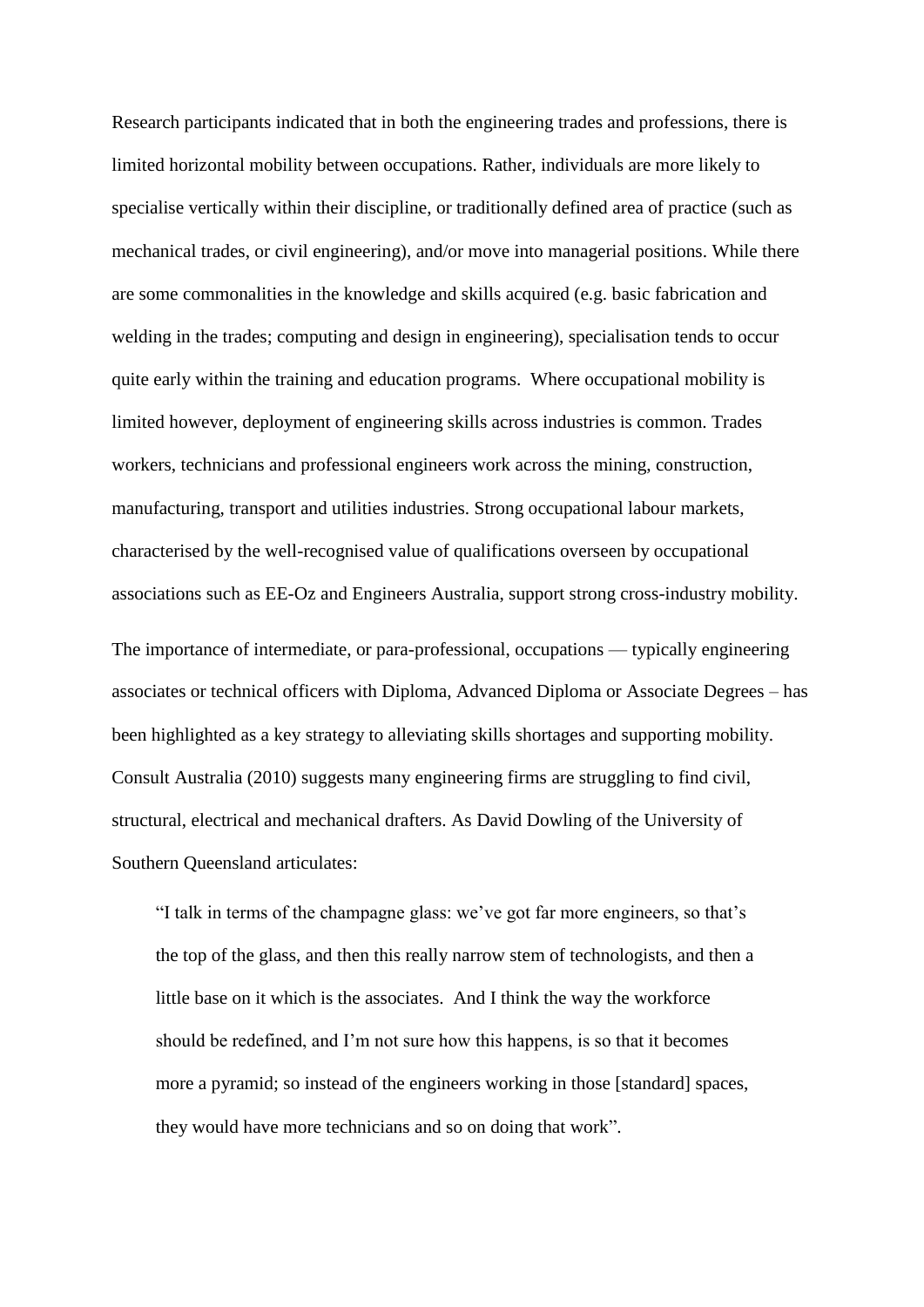Research participants indicated that in both the engineering trades and professions, there is limited horizontal mobility between occupations. Rather, individuals are more likely to specialise vertically within their discipline, or traditionally defined area of practice (such as mechanical trades, or civil engineering), and/or move into managerial positions. While there are some commonalities in the knowledge and skills acquired (e.g. basic fabrication and welding in the trades; computing and design in engineering), specialisation tends to occur quite early within the training and education programs. Where occupational mobility is limited however, deployment of engineering skills across industries is common. Trades workers, technicians and professional engineers work across the mining, construction, manufacturing, transport and utilities industries. Strong occupational labour markets, characterised by the well-recognised value of qualifications overseen by occupational associations such as EE-Oz and Engineers Australia, support strong cross-industry mobility.

The importance of intermediate, or para-professional, occupations — typically engineering associates or technical officers with Diploma, Advanced Diploma or Associate Degrees – has been highlighted as a key strategy to alleviating skills shortages and supporting mobility. Consult Australia (2010) suggests many engineering firms are struggling to find civil, structural, electrical and mechanical drafters. As David Dowling of the University of Southern Queensland articulates:

> "I talk in terms of the champagne glass: we've got far more engineers, so that's the top of the glass, and then this really narrow stem of technologists, and then a little base on it which is the associates. And I think the way the workforce should be redefined, and I'm not sure how this happens, is so that it becomes more a pyramid; so instead of the engineers working in those [standard] spaces, they would have more technicians and so on doing that work".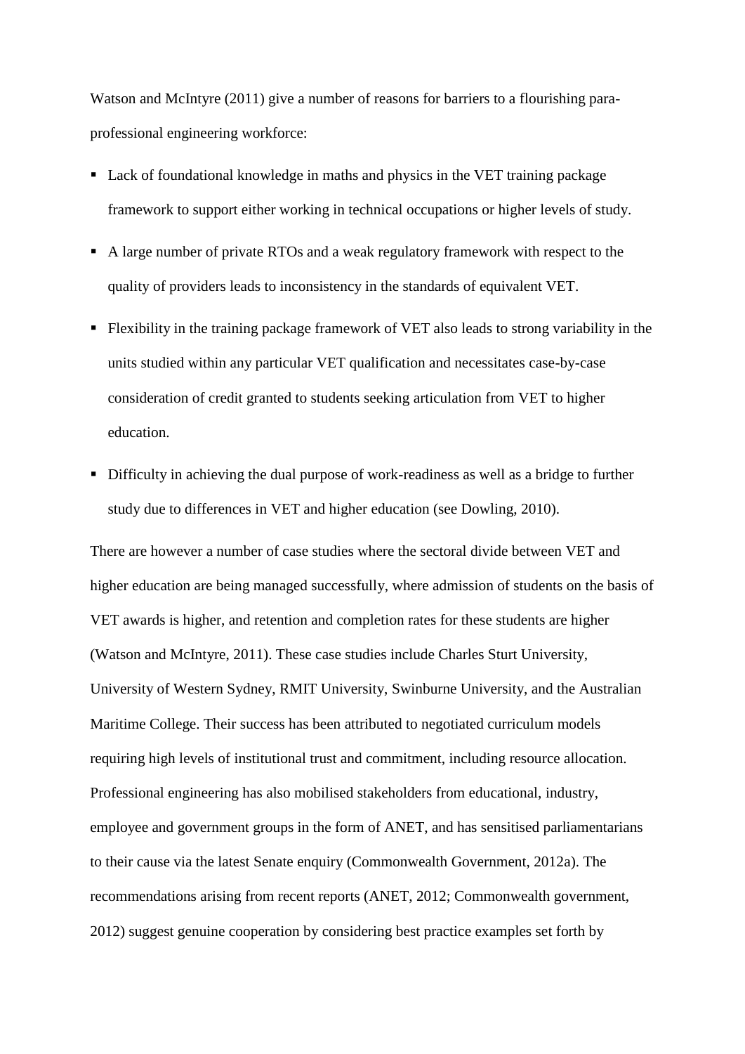Watson and McIntyre (2011) give a number of reasons for barriers to a flourishing para-professional engineering workforce:

- Lack of foundational knowledge in maths and physics in the VET training package framework to support either working in technical occupations or higher levels of study.
- A large number of private RTOs and a weak regulatory framework with respect to the quality of providers leads to inconsistency in the standards of equivalent VET.
- Flexibility in the training package framework of VET also leads to strong variability in the units studied within any particular VET qualification and necessitates case-by-case consideration of credit granted to students seeking articulation from VET to higher education.
- Difficulty in achieving the dual purpose of work-readiness as well as a bridge to further study due to differences in VET and higher education (see Dowling, 2010).

There are however a number of case studies where the sectoral divide between VET and higher education are being managed successfully, where admission of students on the basis of VET awards is higher, and retention and completion rates for these students are higher (Watson and McIntyre, 2011). These case studies include Charles Sturt University, University of Western Sydney, RMIT University, Swinburne University, and the Australian Maritime College. Their success has been attributed to negotiated curriculum models requiring high levels of institutional trust and commitment, including resource allocation. Professional engineering has also mobilised stakeholders from educational, industry, employee and government groups in the form of ANET, and has sensitised parliamentarians to their cause via the latest Senate enquiry (Commonwealth Government, 2012a). The recommendations arising from recent reports (ANET, 2012; Commonwealth government, 2012) suggest genuine cooperation by considering best practice examples set forth by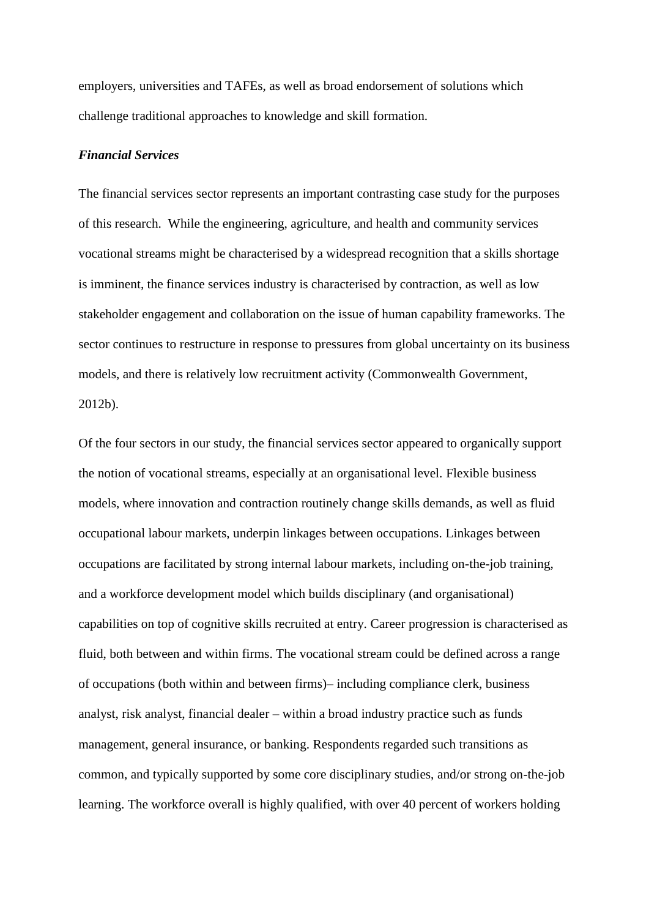employers, universities and TAFEs, as well as broad endorsement of solutions which challenge traditional approaches to knowledge and skill formation.

***Financial Services***

The financial services sector represents an important contrasting case study for the purposes of this research. While the engineering, agriculture, and health and community services vocational streams might be characterised by a widespread recognition that a skills shortage is imminent, the finance services industry is characterised by contraction, as well as low stakeholder engagement and collaboration on the issue of human capability frameworks. The sector continues to restructure in response to pressures from global uncertainty on its business models, and there is relatively low recruitment activity (Commonwealth Government, 2012b).

Of the four sectors in our study, the financial services sector appeared to organically support the notion of vocational streams, especially at an organisational level. Flexible business models, where innovation and contraction routinely change skills demands, as well as fluid occupational labour markets, underpin linkages between occupations. Linkages between occupations are facilitated by strong internal labour markets, including on-the-job training, and a workforce development model which builds disciplinary (and organisational) capabilities on top of cognitive skills recruited at entry. Career progression is characterised as fluid, both between and within firms. The vocational stream could be defined across a range of occupations (both within and between firms)– including compliance clerk, business analyst, risk analyst, financial dealer – within a broad industry practice such as funds management, general insurance, or banking. Respondents regarded such transitions as common, and typically supported by some core disciplinary studies, and/or strong on-the-job learning. The workforce overall is highly qualified, with over 40 percent of workers holding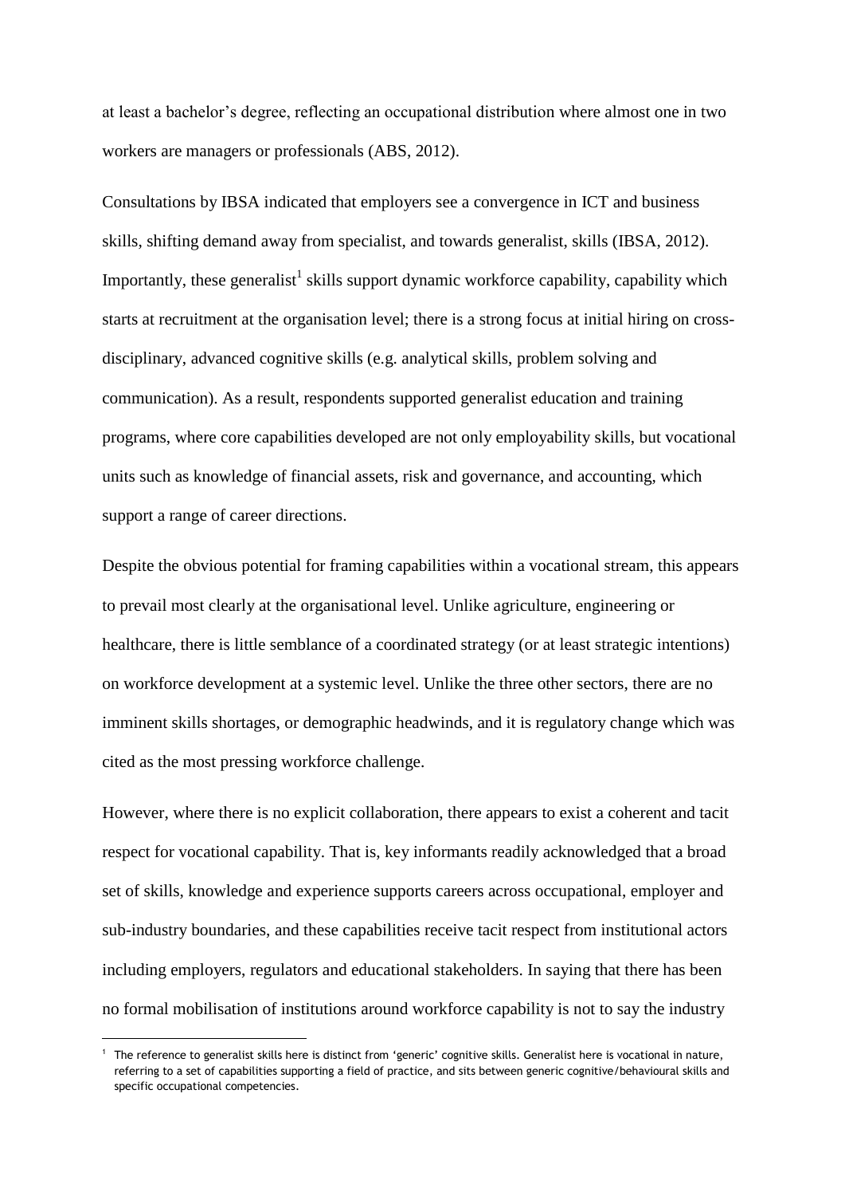at least a bachelor's degree, reflecting an occupational distribution where almost one in two workers are managers or professionals (ABS, 2012).

Consultations by IBSA indicated that employers see a convergence in ICT and business skills, shifting demand away from specialist, and towards generalist, skills (IBSA, 2012). Importantly, these generalist[1] skills support dynamic workforce capability, capability which starts at recruitment at the organisation level; there is a strong focus at initial hiring on cross-disciplinary, advanced cognitive skills (e.g. analytical skills, problem solving and communication). As a result, respondents supported generalist education and training programs, where core capabilities developed are not only employability skills, but vocational units such as knowledge of financial assets, risk and governance, and accounting, which support a range of career directions.

Despite the obvious potential for framing capabilities within a vocational stream, this appears to prevail most clearly at the organisational level. Unlike agriculture, engineering or healthcare, there is little semblance of a coordinated strategy (or at least strategic intentions) on workforce development at a systemic level. Unlike the three other sectors, there are no imminent skills shortages, or demographic headwinds, and it is regulatory change which was cited as the most pressing workforce challenge.

However, where there is no explicit collaboration, there appears to exist a coherent and tacit respect for vocational capability. That is, key informants readily acknowledged that a broad set of skills, knowledge and experience supports careers across occupational, employer and sub-industry boundaries, and these capabilities receive tacit respect from institutional actors including employers, regulators and educational stakeholders. In saying that there has been no formal mobilisation of institutions around workforce capability is not to say the industry

[1] The reference to generalist skills here is distinct from 'generic' cognitive skills. Generalist here is vocational in nature, referring to a set of capabilities supporting a field of practice, and sits between generic cognitive/behavioural skills and specific occupational competencies.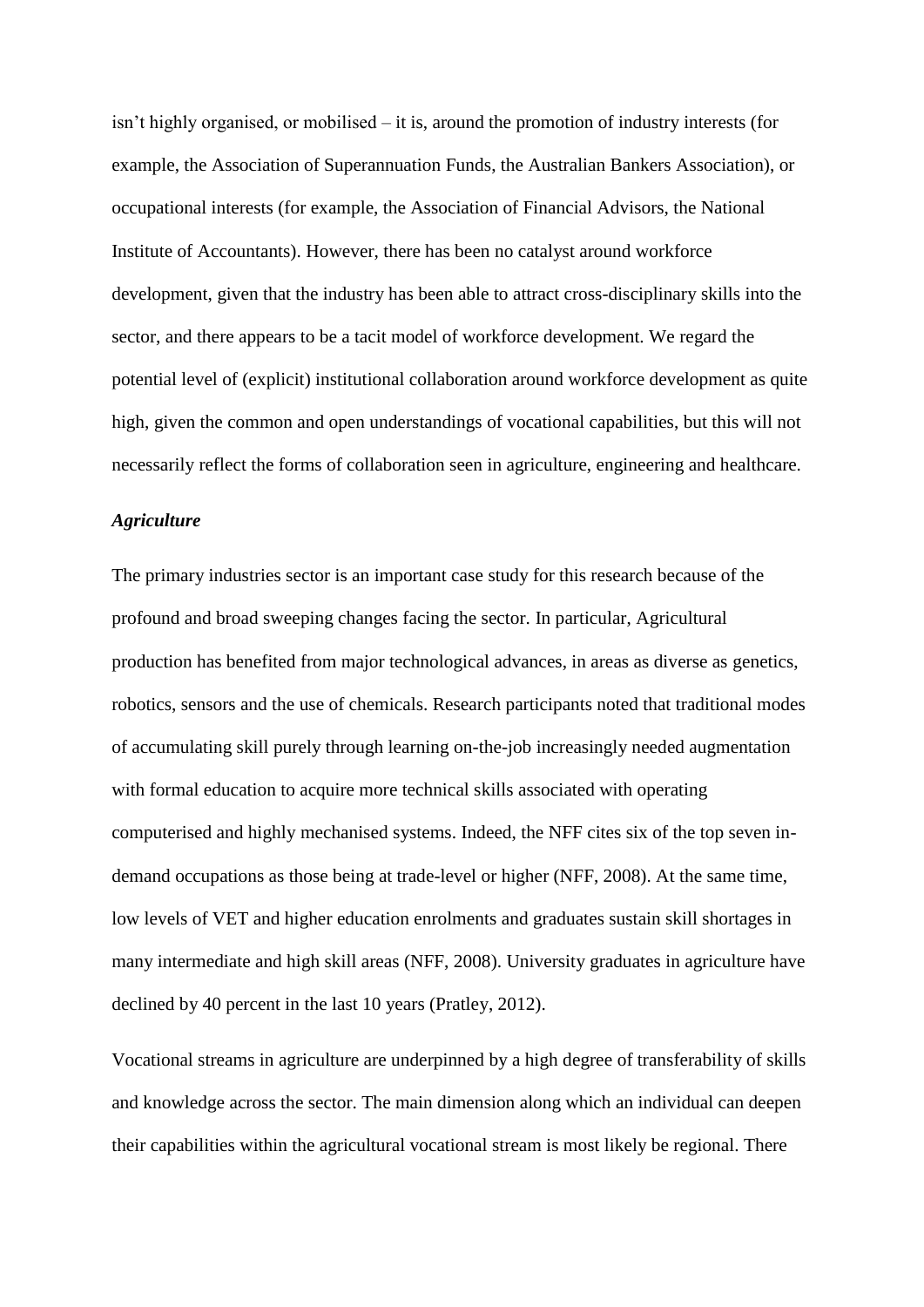isn't highly organised, or mobilised – it is, around the promotion of industry interests (for example, the Association of Superannuation Funds, the Australian Bankers Association), or occupational interests (for example, the Association of Financial Advisors, the National Institute of Accountants). However, there has been no catalyst around workforce development, given that the industry has been able to attract cross-disciplinary skills into the sector, and there appears to be a tacit model of workforce development. We regard the potential level of (explicit) institutional collaboration around workforce development as quite high, given the common and open understandings of vocational capabilities, but this will not necessarily reflect the forms of collaboration seen in agriculture, engineering and healthcare.

### *Agriculture*

The primary industries sector is an important case study for this research because of the profound and broad sweeping changes facing the sector. In particular, Agricultural production has benefited from major technological advances, in areas as diverse as genetics, robotics, sensors and the use of chemicals. Research participants noted that traditional modes of accumulating skill purely through learning on-the-job increasingly needed augmentation with formal education to acquire more technical skills associated with operating computerised and highly mechanised systems. Indeed, the NFF cites six of the top seven in-demand occupations as those being at trade-level or higher (NFF, 2008). At the same time, low levels of VET and higher education enrolments and graduates sustain skill shortages in many intermediate and high skill areas (NFF, 2008). University graduates in agriculture have declined by 40 percent in the last 10 years (Pratley, 2012).

Vocational streams in agriculture are underpinned by a high degree of transferability of skills and knowledge across the sector. The main dimension along which an individual can deepen their capabilities within the agricultural vocational stream is most likely be regional. There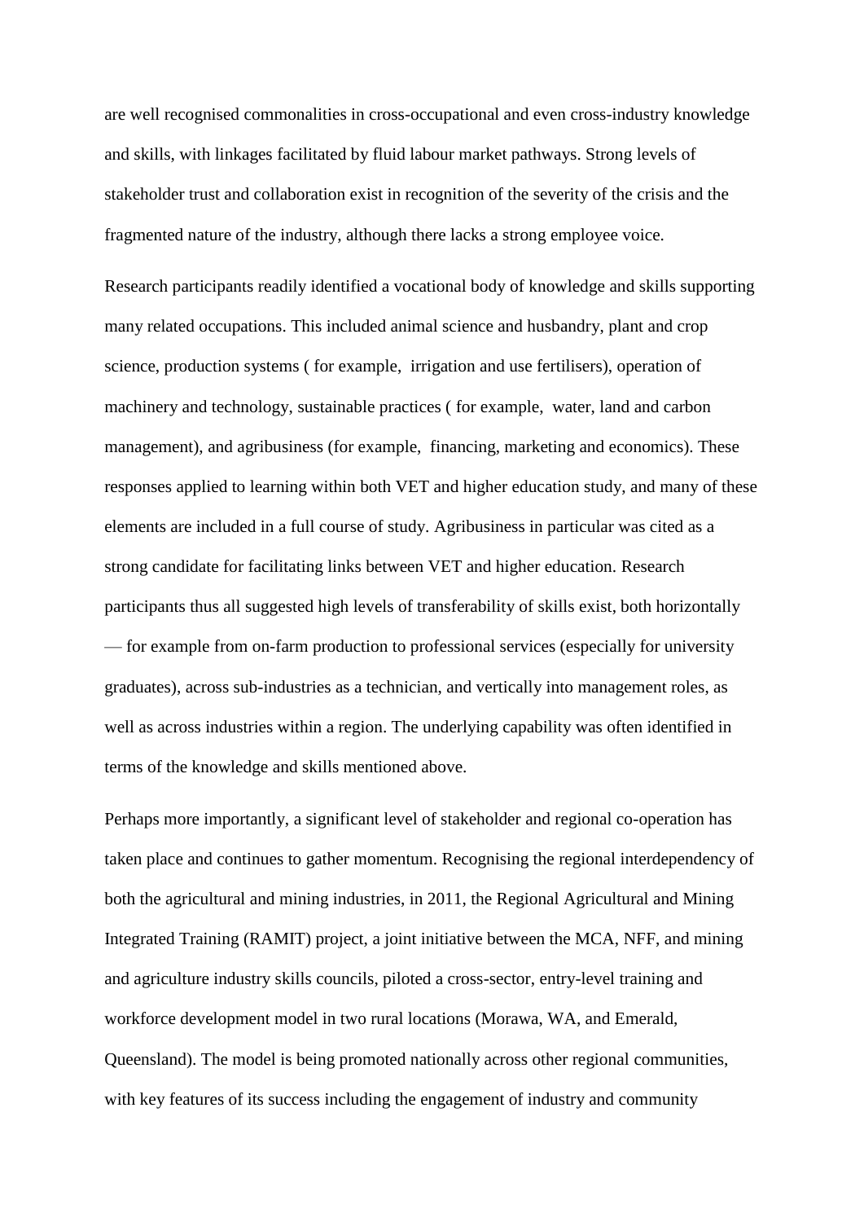are well recognised commonalities in cross-occupational and even cross-industry knowledge and skills, with linkages facilitated by fluid labour market pathways. Strong levels of stakeholder trust and collaboration exist in recognition of the severity of the crisis and the fragmented nature of the industry, although there lacks a strong employee voice.

Research participants readily identified a vocational body of knowledge and skills supporting many related occupations. This included animal science and husbandry, plant and crop science, production systems ( for example,  irrigation and use fertilisers), operation of machinery and technology, sustainable practices ( for example,  water, land and carbon management), and agribusiness (for example,  financing, marketing and economics). These responses applied to learning within both VET and higher education study, and many of these elements are included in a full course of study. Agribusiness in particular was cited as a strong candidate for facilitating links between VET and higher education. Research participants thus all suggested high levels of transferability of skills exist, both horizontally — for example from on-farm production to professional services (especially for university graduates), across sub-industries as a technician, and vertically into management roles, as well as across industries within a region. The underlying capability was often identified in terms of the knowledge and skills mentioned above.

Perhaps more importantly, a significant level of stakeholder and regional co-operation has taken place and continues to gather momentum. Recognising the regional interdependency of both the agricultural and mining industries, in 2011, the Regional Agricultural and Mining Integrated Training (RAMIT) project, a joint initiative between the MCA, NFF, and mining and agriculture industry skills councils, piloted a cross-sector, entry-level training and workforce development model in two rural locations (Morawa, WA, and Emerald, Queensland). The model is being promoted nationally across other regional communities, with key features of its success including the engagement of industry and community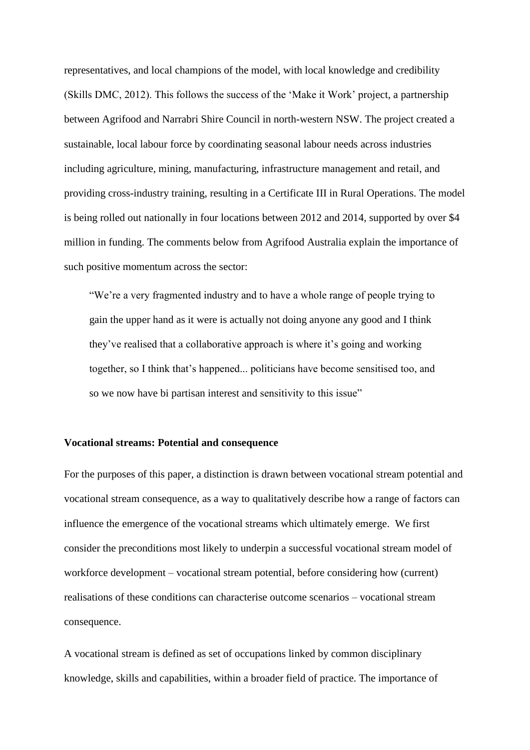representatives, and local champions of the model, with local knowledge and credibility (Skills DMC, 2012). This follows the success of the 'Make it Work' project, a partnership between Agrifood and Narrabri Shire Council in north-western NSW. The project created a sustainable, local labour force by coordinating seasonal labour needs across industries including agriculture, mining, manufacturing, infrastructure management and retail, and providing cross-industry training, resulting in a Certificate III in Rural Operations. The model is being rolled out nationally in four locations between 2012 and 2014, supported by over $4 million in funding. The comments below from Agrifood Australia explain the importance of such positive momentum across the sector:

> "We're a very fragmented industry and to have a whole range of people trying to gain the upper hand as it were is actually not doing anyone any good and I think they've realised that a collaborative approach is where it's going and working together, so I think that's happened... politicians have become sensitised too, and so we now have bi partisan interest and sensitivity to this issue"

**Vocational streams: Potential and consequence**

For the purposes of this paper, a distinction is drawn between vocational stream potential and vocational stream consequence, as a way to qualitatively describe how a range of factors can influence the emergence of the vocational streams which ultimately emerge. We first consider the preconditions most likely to underpin a successful vocational stream model of workforce development – vocational stream potential, before considering how (current) realisations of these conditions can characterise outcome scenarios – vocational stream consequence.

A vocational stream is defined as set of occupations linked by common disciplinary knowledge, skills and capabilities, within a broader field of practice. The importance of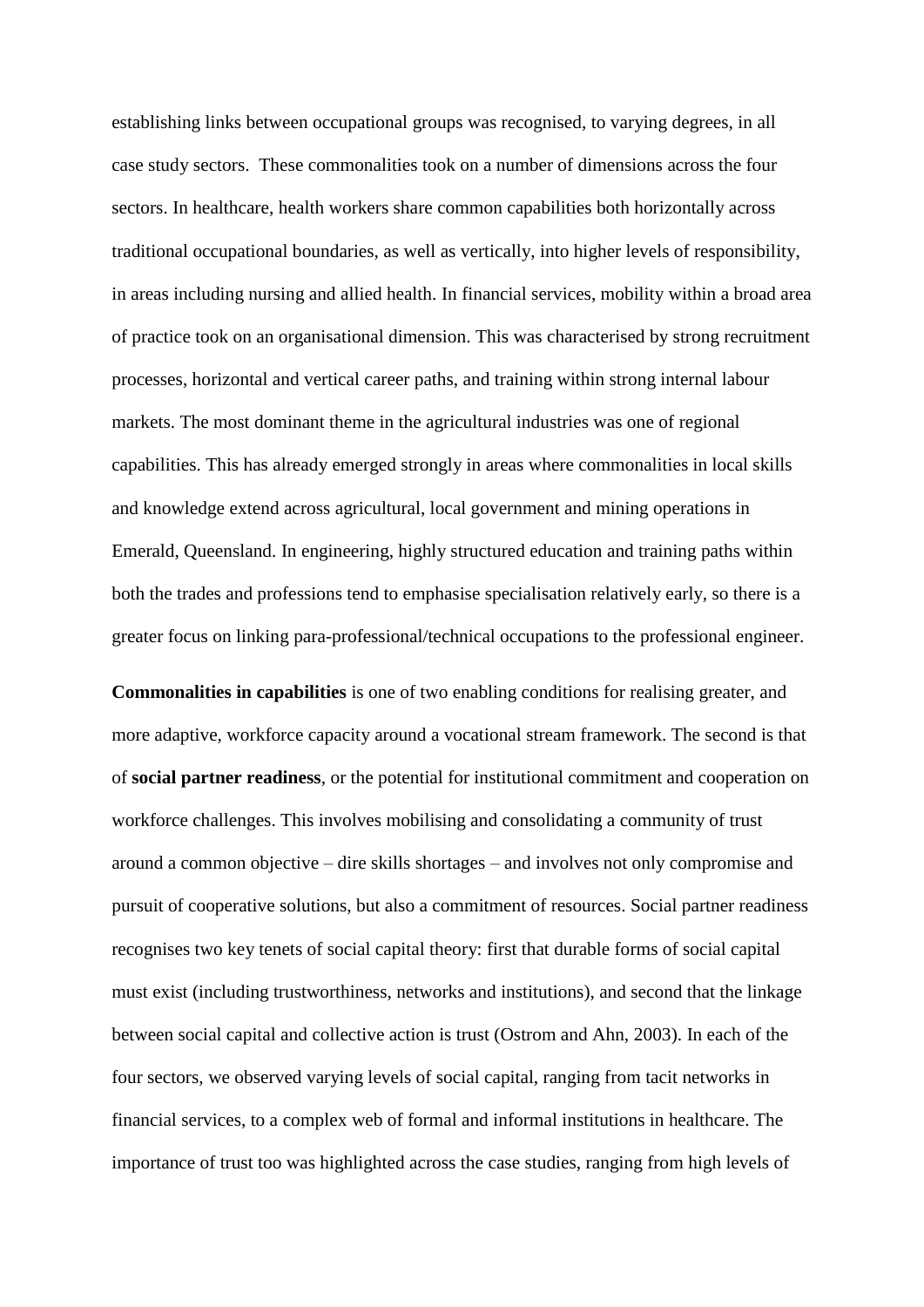establishing links between occupational groups was recognised, to varying degrees, in all case study sectors. These commonalities took on a number of dimensions across the four sectors. In healthcare, health workers share common capabilities both horizontally across traditional occupational boundaries, as well as vertically, into higher levels of responsibility, in areas including nursing and allied health. In financial services, mobility within a broad area of practice took on an organisational dimension. This was characterised by strong recruitment processes, horizontal and vertical career paths, and training within strong internal labour markets. The most dominant theme in the agricultural industries was one of regional capabilities. This has already emerged strongly in areas where commonalities in local skills and knowledge extend across agricultural, local government and mining operations in Emerald, Queensland. In engineering, highly structured education and training paths within both the trades and professions tend to emphasise specialisation relatively early, so there is a greater focus on linking para-professional/technical occupations to the professional engineer.

**Commonalities in capabilities** is one of two enabling conditions for realising greater, and more adaptive, workforce capacity around a vocational stream framework. The second is that of **social partner readiness**, or the potential for institutional commitment and cooperation on workforce challenges. This involves mobilising and consolidating a community of trust around a common objective – dire skills shortages – and involves not only compromise and pursuit of cooperative solutions, but also a commitment of resources. Social partner readiness recognises two key tenets of social capital theory: first that durable forms of social capital must exist (including trustworthiness, networks and institutions), and second that the linkage between social capital and collective action is trust (Ostrom and Ahn, 2003). In each of the four sectors, we observed varying levels of social capital, ranging from tacit networks in financial services, to a complex web of formal and informal institutions in healthcare. The importance of trust too was highlighted across the case studies, ranging from high levels of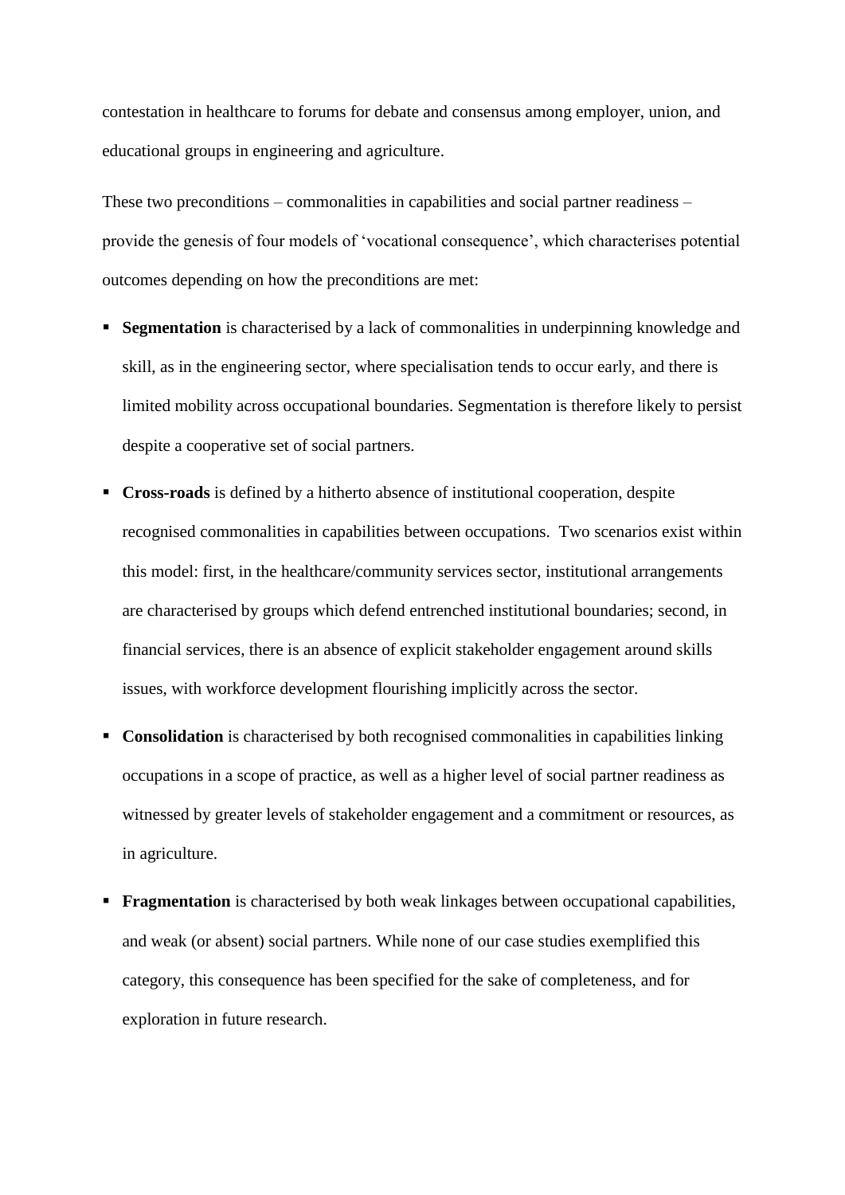contestation in healthcare to forums for debate and consensus among employer, union, and educational groups in engineering and agriculture.

These two preconditions – commonalities in capabilities and social partner readiness – provide the genesis of four models of 'vocational consequence', which characterises potential outcomes depending on how the preconditions are met:

- **Segmentation** is characterised by a lack of commonalities in underpinning knowledge and skill, as in the engineering sector, where specialisation tends to occur early, and there is limited mobility across occupational boundaries. Segmentation is therefore likely to persist despite a cooperative set of social partners.
- **Cross-roads** is defined by a hitherto absence of institutional cooperation, despite recognised commonalities in capabilities between occupations. Two scenarios exist within this model: first, in the healthcare/community services sector, institutional arrangements are characterised by groups which defend entrenched institutional boundaries; second, in financial services, there is an absence of explicit stakeholder engagement around skills issues, with workforce development flourishing implicitly across the sector.
- **Consolidation** is characterised by both recognised commonalities in capabilities linking occupations in a scope of practice, as well as a higher level of social partner readiness as witnessed by greater levels of stakeholder engagement and a commitment or resources, as in agriculture.
- **Fragmentation** is characterised by both weak linkages between occupational capabilities, and weak (or absent) social partners. While none of our case studies exemplified this category, this consequence has been specified for the sake of completeness, and for exploration in future research.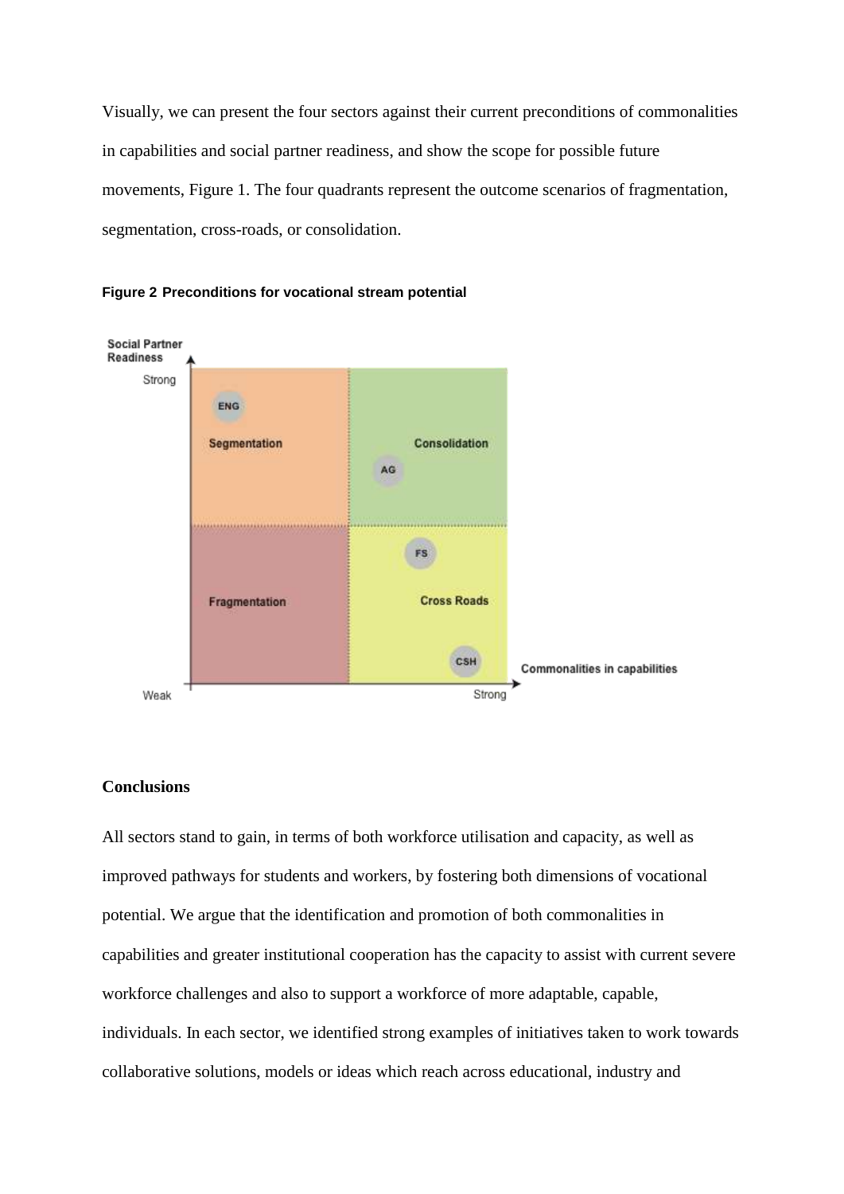Visually, we can present the four sectors against their current preconditions of commonalities in capabilities and social partner readiness, and show the scope for possible future movements, Figure 1. The four quadrants represent the outcome scenarios of fragmentation, segmentation, cross-roads, or consolidation.

**Figure 2 Preconditions for vocational stream potential**

## Conclusions

All sectors stand to gain, in terms of both workforce utilisation and capacity, as well as improved pathways for students and workers, by fostering both dimensions of vocational potential. We argue that the identification and promotion of both commonalities in capabilities and greater institutional cooperation has the capacity to assist with current severe workforce challenges and also to support a workforce of more adaptable, capable, individuals. In each sector, we identified strong examples of initiatives taken to work towards collaborative solutions, models or ideas which reach across educational, industry and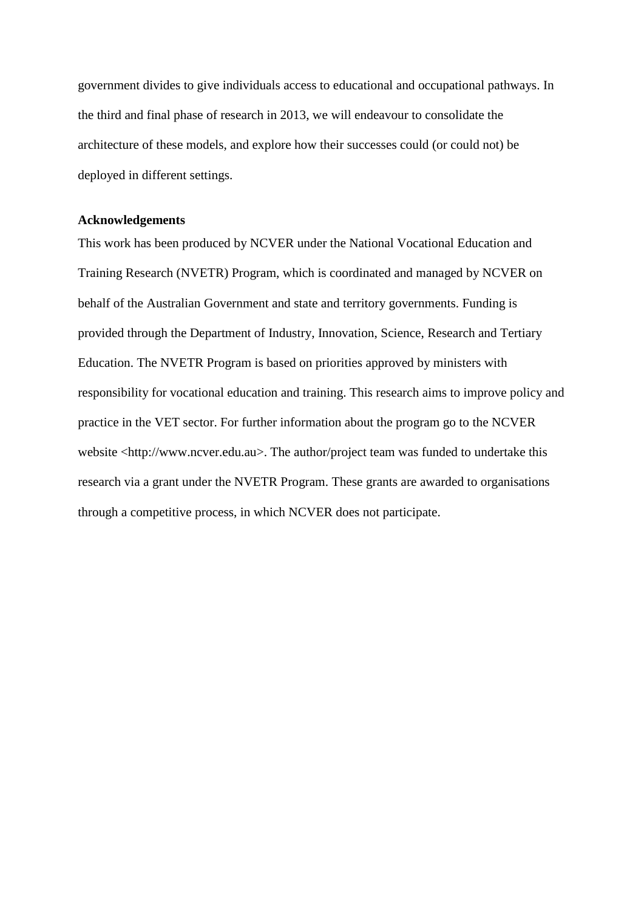government divides to give individuals access to educational and occupational pathways. In the third and final phase of research in 2013, we will endeavour to consolidate the architecture of these models, and explore how their successes could (or could not) be deployed in different settings.

**Acknowledgements**

This work has been produced by NCVER under the National Vocational Education and Training Research (NVETR) Program, which is coordinated and managed by NCVER on behalf of the Australian Government and state and territory governments. Funding is provided through the Department of Industry, Innovation, Science, Research and Tertiary Education. The NVETR Program is based on priorities approved by ministers with responsibility for vocational education and training. This research aims to improve policy and practice in the VET sector. For further information about the program go to the NCVER website <http://www.ncver.edu.au>. The author/project team was funded to undertake this research via a grant under the NVETR Program. These grants are awarded to organisations through a competitive process, in which NCVER does not participate.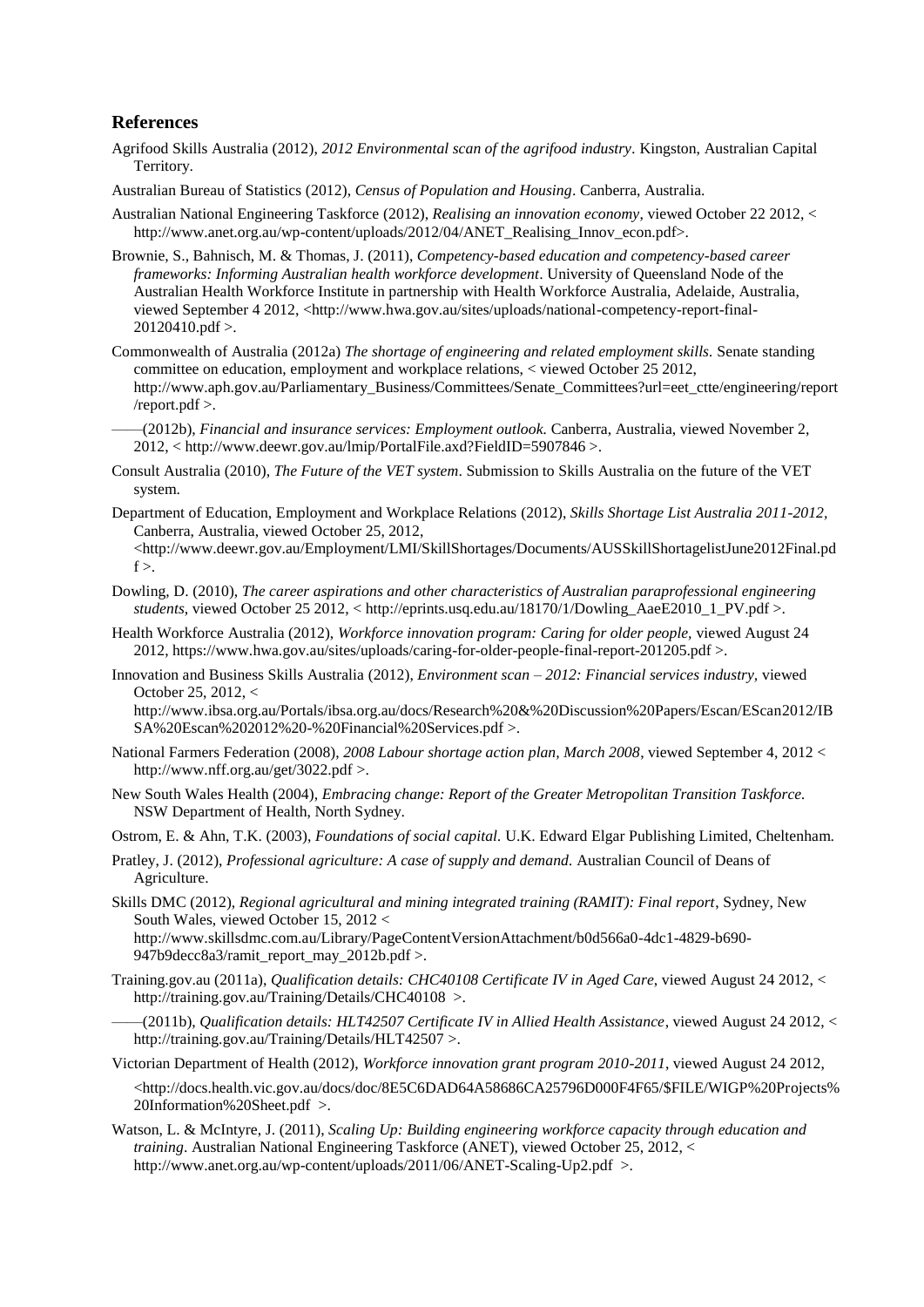## References

Agrifood Skills Australia (2012), *2012 Environmental scan of the agrifood industry*. Kingston, Australian Capital Territory.

Australian Bureau of Statistics (2012), *Census of Population and Housing*. Canberra, Australia.

Australian National Engineering Taskforce (2012), *Realising an innovation economy*, viewed October 22 2012, < http://www.anet.org.au/wp-content/uploads/2012/04/ANET_Realising_Innov_econ.pdf>.

Brownie, S., Bahnisch, M. & Thomas, J. (2011), *Competency-based education and competency-based career frameworks: Informing Australian health workforce development*. University of Queensland Node of the Australian Health Workforce Institute in partnership with Health Workforce Australia, Adelaide, Australia, viewed September 4 2012, <http://www.hwa.gov.au/sites/uploads/national-competency-report-final-20120410.pdf >.

Commonwealth of Australia (2012a) *The shortage of engineering and related employment skills.* Senate standing committee on education, employment and workplace relations, < viewed October 25 2012, http://www.aph.gov.au/Parliamentary_Business/Committees/Senate_Committees?url=eet_ctte/engineering/report/report.pdf >.

——(2012b), *Financial and insurance services: Employment outlook.* Canberra, Australia, viewed November 2, 2012, < http://www.deewr.gov.au/lmip/PortalFile.axd?FieldID=5907846 >.

Consult Australia (2010), *The Future of the VET system*. Submission to Skills Australia on the future of the VET system.

Department of Education, Employment and Workplace Relations (2012), *Skills Shortage List Australia 2011-2012,* Canberra, Australia, viewed October 25, 2012, <http://www.deewr.gov.au/Employment/LMI/SkillShortages/Documents/AUSSkillShortagelistJune2012Final.pdf >.

Dowling, D. (2010), *The career aspirations and other characteristics of Australian paraprofessional engineering students*, viewed October 25 2012, < http://eprints.usq.edu.au/18170/1/Dowling_AaeE2010_1_PV.pdf >.

Health Workforce Australia (2012), *Workforce innovation program: Caring for older people*, viewed August 24 2012, https://www.hwa.gov.au/sites/uploads/caring-for-older-people-final-report-201205.pdf >.

Innovation and Business Skills Australia (2012), *Environment scan – 2012: Financial services industry*, viewed October 25, 2012, < http://www.ibsa.org.au/Portals/ibsa.org.au/docs/Research%20&%20Discussion%20Papers/Escan/EScan2012/IBSA%20Escan%202012%20-%20Financial%20Services.pdf >.

National Farmers Federation (2008), *2008 Labour shortage action plan, March 2008*, viewed September 4, 2012 < http://www.nff.org.au/get/3022.pdf >.

New South Wales Health (2004), *Embracing change: Report of the Greater Metropolitan Transition Taskforce.* NSW Department of Health, North Sydney.

Ostrom, E. & Ahn, T.K. (2003), *Foundations of social capital.* U.K. Edward Elgar Publishing Limited, Cheltenham.

Pratley, J. (2012), *Professional agriculture: A case of supply and demand.* Australian Council of Deans of Agriculture.

Skills DMC (2012), *Regional agricultural and mining integrated training (RAMIT): Final report*, Sydney, New South Wales, viewed October 15, 2012 < http://www.skillsdmc.com.au/Library/PageContentVersionAttachment/b0d566a0-4dc1-4829-b690-947b9decc8a3/ramit_report_may_2012b.pdf >.

Training.gov.au (2011a), *Qualification details: CHC40108 Certificate IV in Aged Care*, viewed August 24 2012, < http://training.gov.au/Training/Details/CHC40108 >.

——(2011b), *Qualification details: HLT42507 Certificate IV in Allied Health Assistance*, viewed August 24 2012, < http://training.gov.au/Training/Details/HLT42507 >.

Victorian Department of Health (2012), *Workforce innovation grant program 2010-2011*, viewed August 24 2012,
<http://docs.health.vic.gov.au/docs/doc/8E5C6DAD64A58686CA25796D000F4F65/$FILE/WIGP%20Projects%20Information%20Sheet.pdf >.

Watson, L. & McIntyre, J. (2011), *Scaling Up: Building engineering workforce capacity through education and training*. Australian National Engineering Taskforce (ANET), viewed October 25, 2012, < http://www.anet.org.au/wp-content/uploads/2011/06/ANET-Scaling-Up2.pdf >.